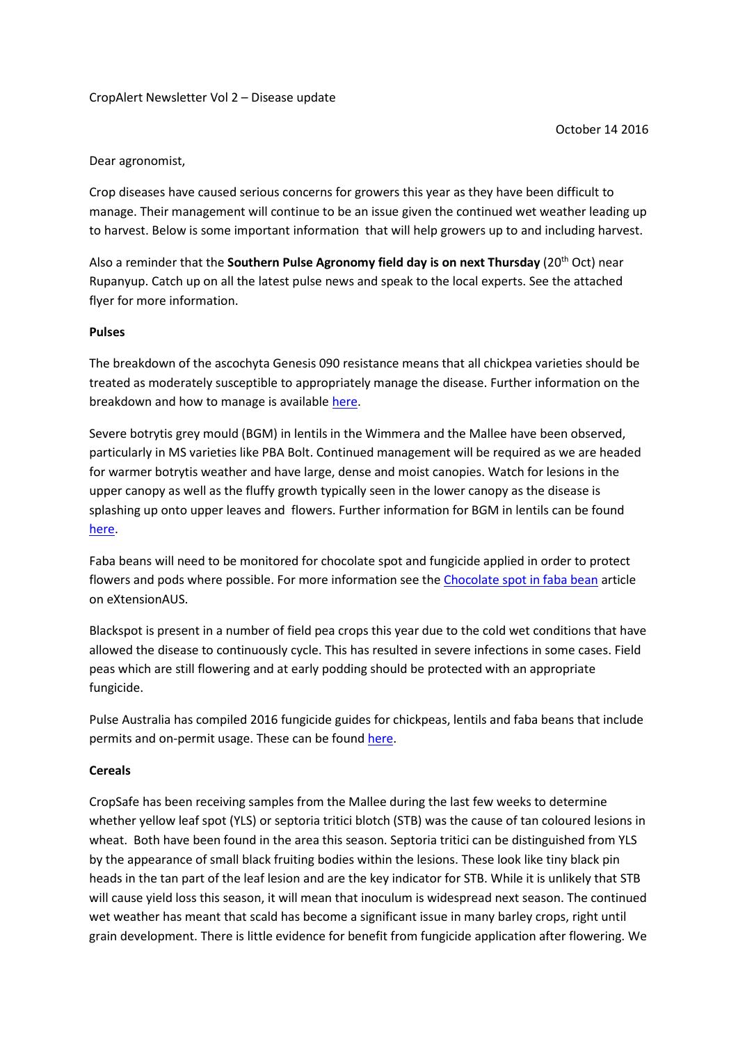CropAlert Newsletter Vol 2 – Disease update

October 14 2016

Dear agronomist,

Crop diseases have caused serious concerns for growers this year as they have been difficult to manage. Their management will continue to be an issue given the continued wet weather leading up to harvest. Below is some important information that will help growers up to and including harvest.

Also a reminder that the **Southern Pulse Agronomy field day is on next Thursday** (20th Oct) near Rupanyup. Catch up on all the latest pulse news and speak to the local experts. See the attached flyer for more information.

**Pulses**

The breakdown of the ascochyta Genesis 090 resistance means that all chickpea varieties should be treated as moderately susceptible to appropriately manage the disease. Further information on the breakdown and how to manage is available here.

Severe botrytis grey mould (BGM) in lentils in the Wimmera and the Mallee have been observed, particularly in MS varieties like PBA Bolt. Continued management will be required as we are headed for warmer botrytis weather and have large, dense and moist canopies. Watch for lesions in the upper canopy as well as the fluffy growth typically seen in the lower canopy as the disease is splashing up onto upper leaves and flowers. Further information for BGM in lentils can be found here.

Faba beans will need to be monitored for chocolate spot and fungicide applied in order to protect flowers and pods where possible. For more information see the Chocolate spot in faba bean article on eXtensionAUS.

Blackspot is present in a number of field pea crops this year due to the cold wet conditions that have allowed the disease to continuously cycle. This has resulted in severe infections in some cases. Field peas which are still flowering and at early podding should be protected with an appropriate fungicide.

Pulse Australia has compiled 2016 fungicide guides for chickpeas, lentils and faba beans that include permits and on-permit usage. These can be found here.

**Cereals**

CropSafe has been receiving samples from the Mallee during the last few weeks to determine whether yellow leaf spot (YLS) or septoria tritici blotch (STB) was the cause of tan coloured lesions in wheat. Both have been found in the area this season. Septoria tritici can be distinguished from YLS by the appearance of small black fruiting bodies within the lesions. These look like tiny black pin heads in the tan part of the leaf lesion and are the key indicator for STB. While it is unlikely that STB will cause yield loss this season, it will mean that inoculum is widespread next season. The continued wet weather has meant that scald has become a significant issue in many barley crops, right until grain development. There is little evidence for benefit from fungicide application after flowering. We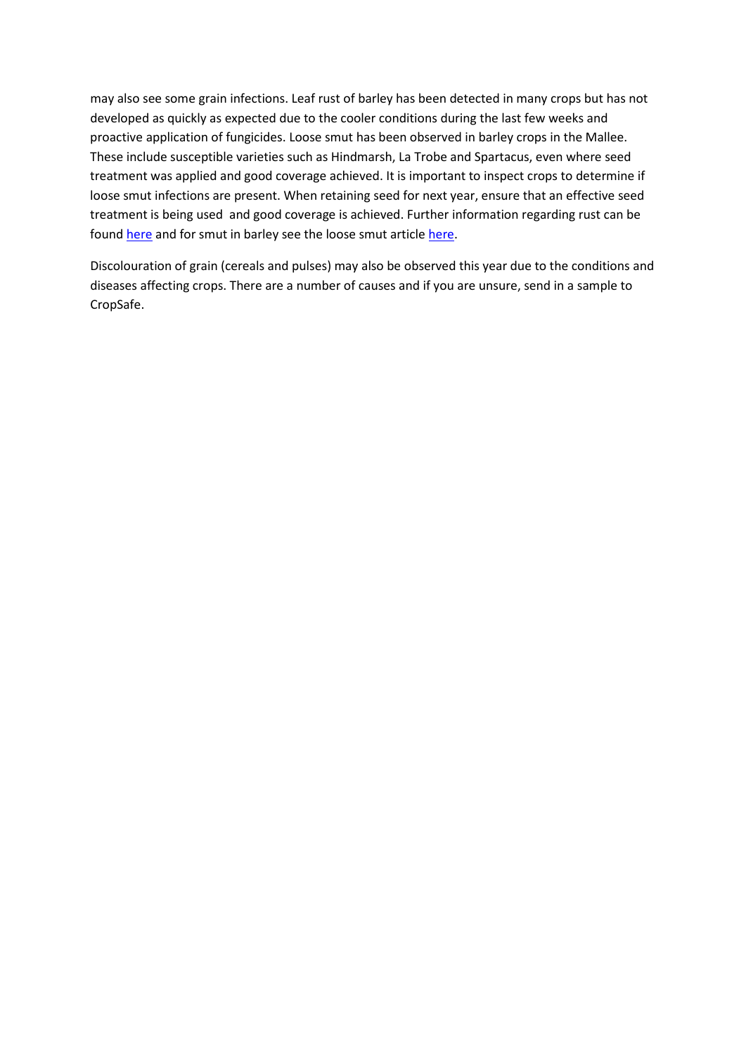may also see some grain infections. Leaf rust of barley has been detected in many crops but has not developed as quickly as expected due to the cooler conditions during the last few weeks and proactive application of fungicides. Loose smut has been observed in barley crops in the Mallee. These include susceptible varieties such as Hindmarsh, La Trobe and Spartacus, even where seed treatment was applied and good coverage achieved. It is important to inspect crops to determine if loose smut infections are present. When retaining seed for next year, ensure that an effective seed treatment is being used and good coverage is achieved. Further information regarding rust can be found here and for smut in barley see the loose smut article here.

Discolouration of grain (cereals and pulses) may also be observed this year due to the conditions and diseases affecting crops. There are a number of causes and if you are unsure, send in a sample to CropSafe.